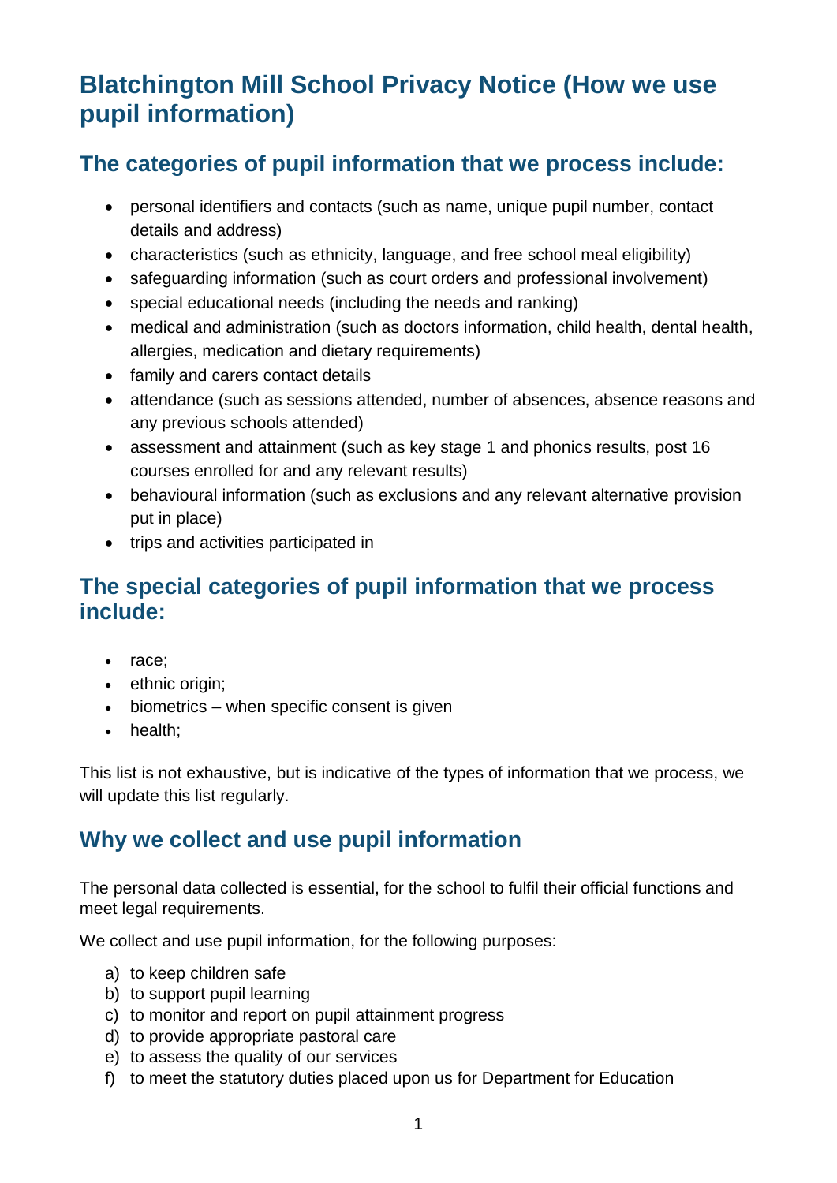# Blatchington Mill School Privacy Notice (How we use pupil information)

## The categories of pupil information that we process include:

- personal identifiers and contacts (such as name, unique pupil number, contact details and address)
- characteristics (such as ethnicity, language, and free school meal eligibility)
- safeguarding information (such as court orders and professional involvement)
- special educational needs (including the needs and ranking)
- medical and administration (such as doctors information, child health, dental health, allergies, medication and dietary requirements)
- family and carers contact details
- attendance (such as sessions attended, number of absences, absence reasons and any previous schools attended)
- assessment and attainment (such as key stage 1 and phonics results, post 16 courses enrolled for and any relevant results)
- behavioural information (such as exclusions and any relevant alternative provision put in place)
- trips and activities participated in

## The special categories of pupil information that we process include:

- race;
- ethnic origin;
- biometrics – when specific consent is given
- health;

This list is not exhaustive, but is indicative of the types of information that we process, we will update this list regularly.

## Why we collect and use pupil information

The personal data collected is essential, for the school to fulfil their official functions and meet legal requirements.

We collect and use pupil information, for the following purposes:

a) to keep children safe
b) to support pupil learning
c) to monitor and report on pupil attainment progress
d) to provide appropriate pastoral care
e) to assess the quality of our services
f) to meet the statutory duties placed upon us for Department for Education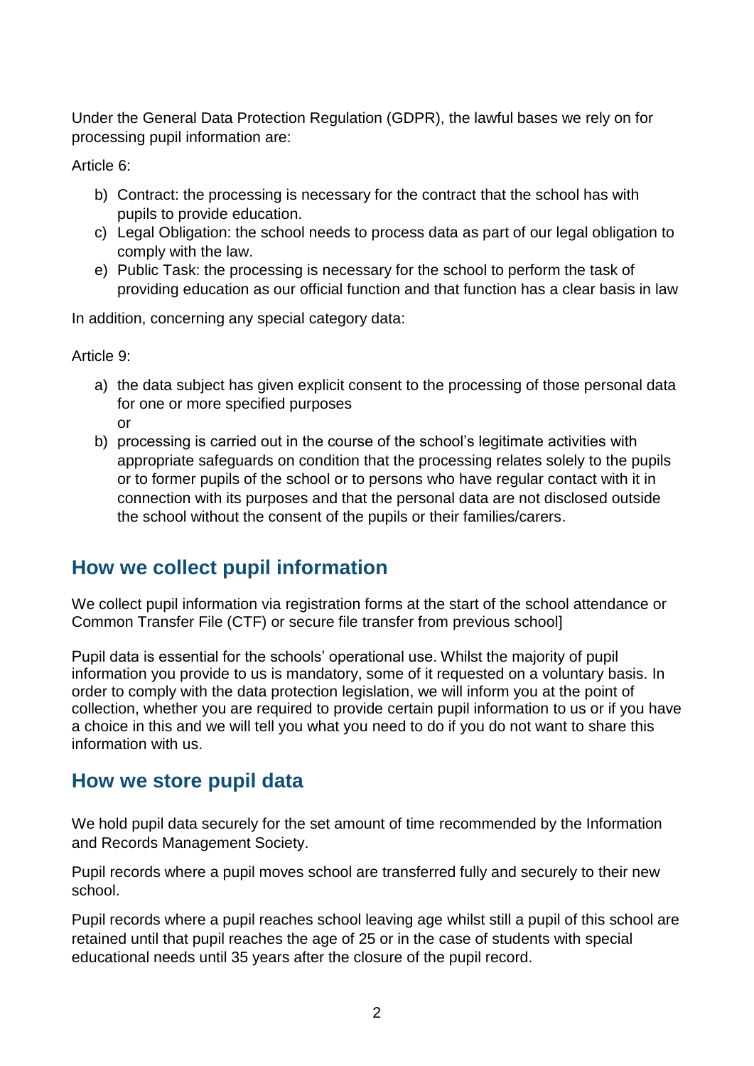Under the General Data Protection Regulation (GDPR), the lawful bases we rely on for processing pupil information are:

Article 6:

b) Contract: the processing is necessary for the contract that the school has with pupils to provide education.
c) Legal Obligation: the school needs to process data as part of our legal obligation to comply with the law.
e) Public Task: the processing is necessary for the school to perform the task of providing education as our official function and that function has a clear basis in law

In addition, concerning any special category data:

Article 9:

a) the data subject has given explicit consent to the processing of those personal data for one or more specified purposes
   or
b) processing is carried out in the course of the school's legitimate activities with appropriate safeguards on condition that the processing relates solely to the pupils or to former pupils of the school or to persons who have regular contact with it in connection with its purposes and that the personal data are not disclosed outside the school without the consent of the pupils or their families/carers.

## How we collect pupil information

We collect pupil information via registration forms at the start of the school attendance or Common Transfer File (CTF) or secure file transfer from previous school]

Pupil data is essential for the schools' operational use. Whilst the majority of pupil information you provide to us is mandatory, some of it requested on a voluntary basis. In order to comply with the data protection legislation, we will inform you at the point of collection, whether you are required to provide certain pupil information to us or if you have a choice in this and we will tell you what you need to do if you do not want to share this information with us.

## How we store pupil data

We hold pupil data securely for the set amount of time recommended by the Information and Records Management Society.

Pupil records where a pupil moves school are transferred fully and securely to their new school.

Pupil records where a pupil reaches school leaving age whilst still a pupil of this school are retained until that pupil reaches the age of 25 or in the case of students with special educational needs until 35 years after the closure of the pupil record.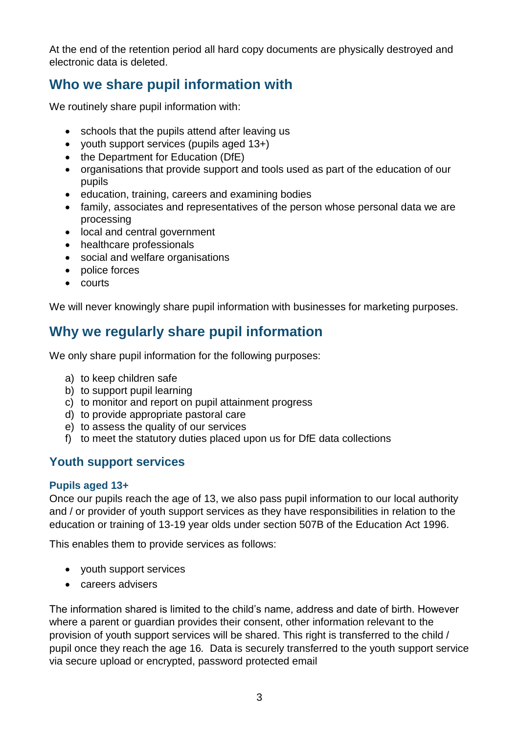At the end of the retention period all hard copy documents are physically destroyed and electronic data is deleted.

## Who we share pupil information with

We routinely share pupil information with:

- schools that the pupils attend after leaving us
- youth support services (pupils aged 13+)
- the Department for Education (DfE)
- organisations that provide support and tools used as part of the education of our pupils
- education, training, careers and examining bodies
- family, associates and representatives of the person whose personal data we are processing
- local and central government
- healthcare professionals
- social and welfare organisations
- police forces
- courts

We will never knowingly share pupil information with businesses for marketing purposes.

## Why we regularly share pupil information

We only share pupil information for the following purposes:

a) to keep children safe
b) to support pupil learning
c) to monitor and report on pupil attainment progress
d) to provide appropriate pastoral care
e) to assess the quality of our services
f) to meet the statutory duties placed upon us for DfE data collections

### Youth support services

#### Pupils aged 13+

Once our pupils reach the age of 13, we also pass pupil information to our local authority and / or provider of youth support services as they have responsibilities in relation to the education or training of 13-19 year olds under section 507B of the Education Act 1996.

This enables them to provide services as follows:

- youth support services
- careers advisers

The information shared is limited to the child's name, address and date of birth. However where a parent or guardian provides their consent, other information relevant to the provision of youth support services will be shared. This right is transferred to the child / pupil once they reach the age 16. Data is securely transferred to the youth support service via secure upload or encrypted, password protected email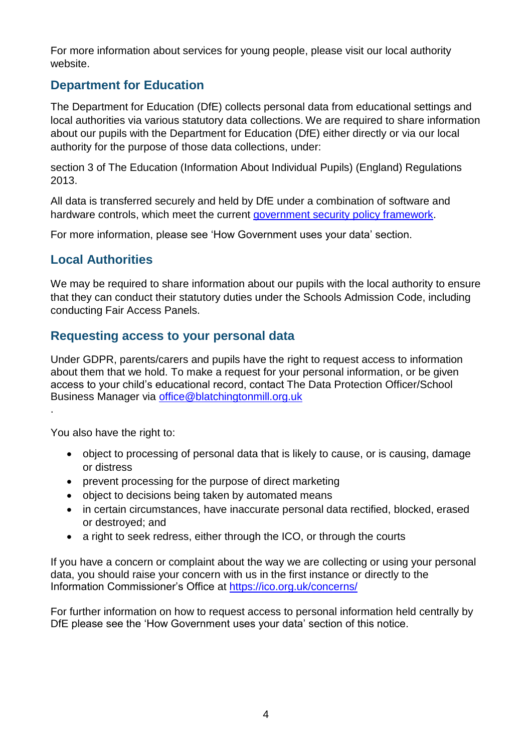For more information about services for young people, please visit our local authority website.

## Department for Education

The Department for Education (DfE) collects personal data from educational settings and local authorities via various statutory data collections. We are required to share information about our pupils with the Department for Education (DfE) either directly or via our local authority for the purpose of those data collections, under:

section 3 of The Education (Information About Individual Pupils) (England) Regulations 2013.

All data is transferred securely and held by DfE under a combination of software and hardware controls, which meet the current [government security policy framework](government security policy framework).

For more information, please see 'How Government uses your data' section.

## Local Authorities

We may be required to share information about our pupils with the local authority to ensure that they can conduct their statutory duties under the Schools Admission Code, including conducting Fair Access Panels.

## Requesting access to your personal data

Under GDPR, parents/carers and pupils have the right to request access to information about them that we hold. To make a request for your personal information, or be given access to your child's educational record, contact The Data Protection Officer/School Business Manager via office@blatchingtonmill.org.uk

.

You also have the right to:

- object to processing of personal data that is likely to cause, or is causing, damage or distress
- prevent processing for the purpose of direct marketing
- object to decisions being taken by automated means
- in certain circumstances, have inaccurate personal data rectified, blocked, erased or destroyed; and
- a right to seek redress, either through the ICO, or through the courts

If you have a concern or complaint about the way we are collecting or using your personal data, you should raise your concern with us in the first instance or directly to the Information Commissioner's Office at https://ico.org.uk/concerns/

For further information on how to request access to personal information held centrally by DfE please see the 'How Government uses your data' section of this notice.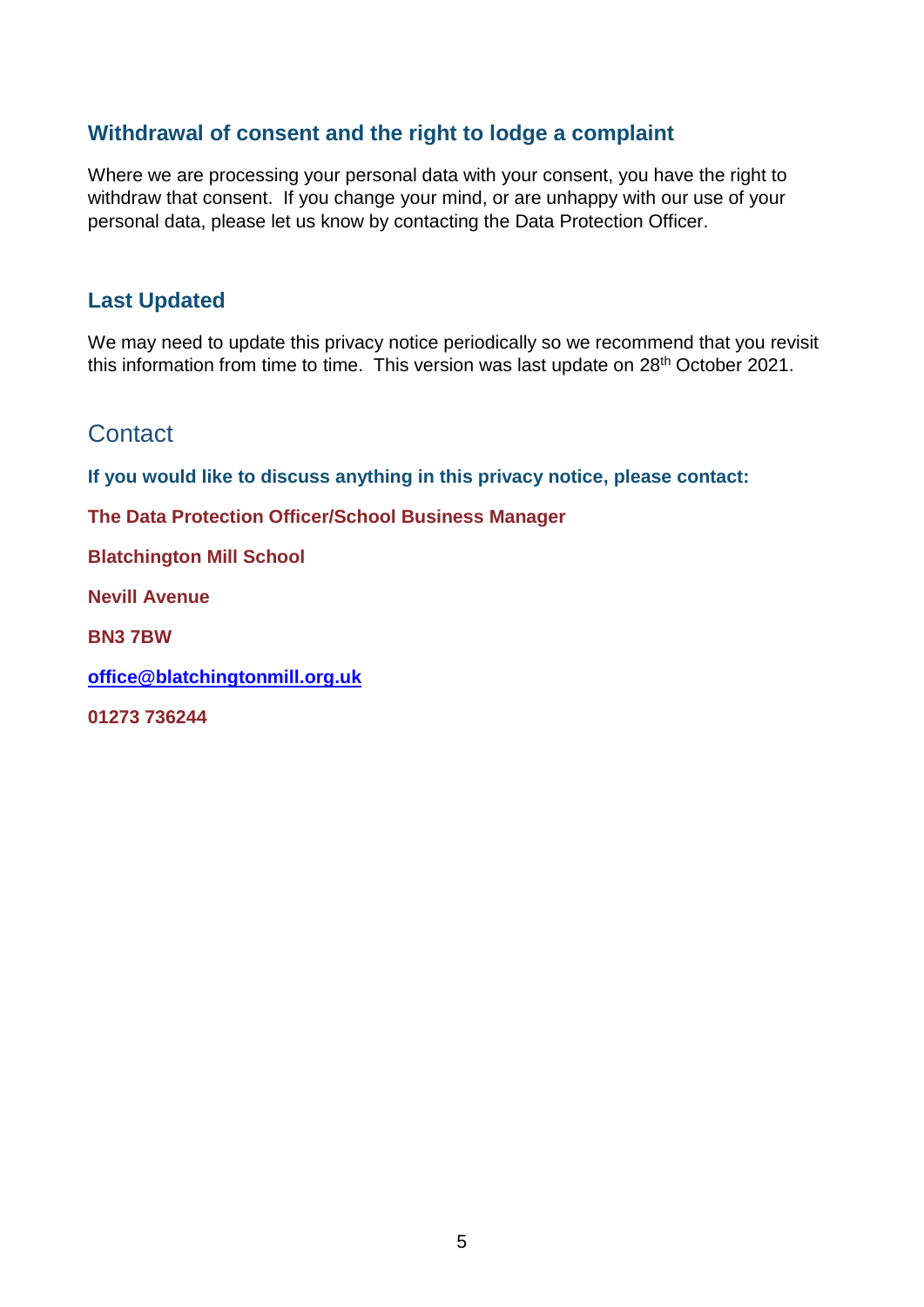## Withdrawal of consent and the right to lodge a complaint

Where we are processing your personal data with your consent, you have the right to withdraw that consent. If you change your mind, or are unhappy with our use of your personal data, please let us know by contacting the Data Protection Officer.

## Last Updated

We may need to update this privacy notice periodically so we recommend that you revisit this information from time to time. This version was last update on 28th October 2021.

# Contact

**If you would like to discuss anything in this privacy notice, please contact:**

**The Data Protection Officer/School Business Manager**

**Blatchington Mill School**

**Nevill Avenue**

**BN3 7BW**

**office@blatchingtonmill.org.uk**

**01273 736244**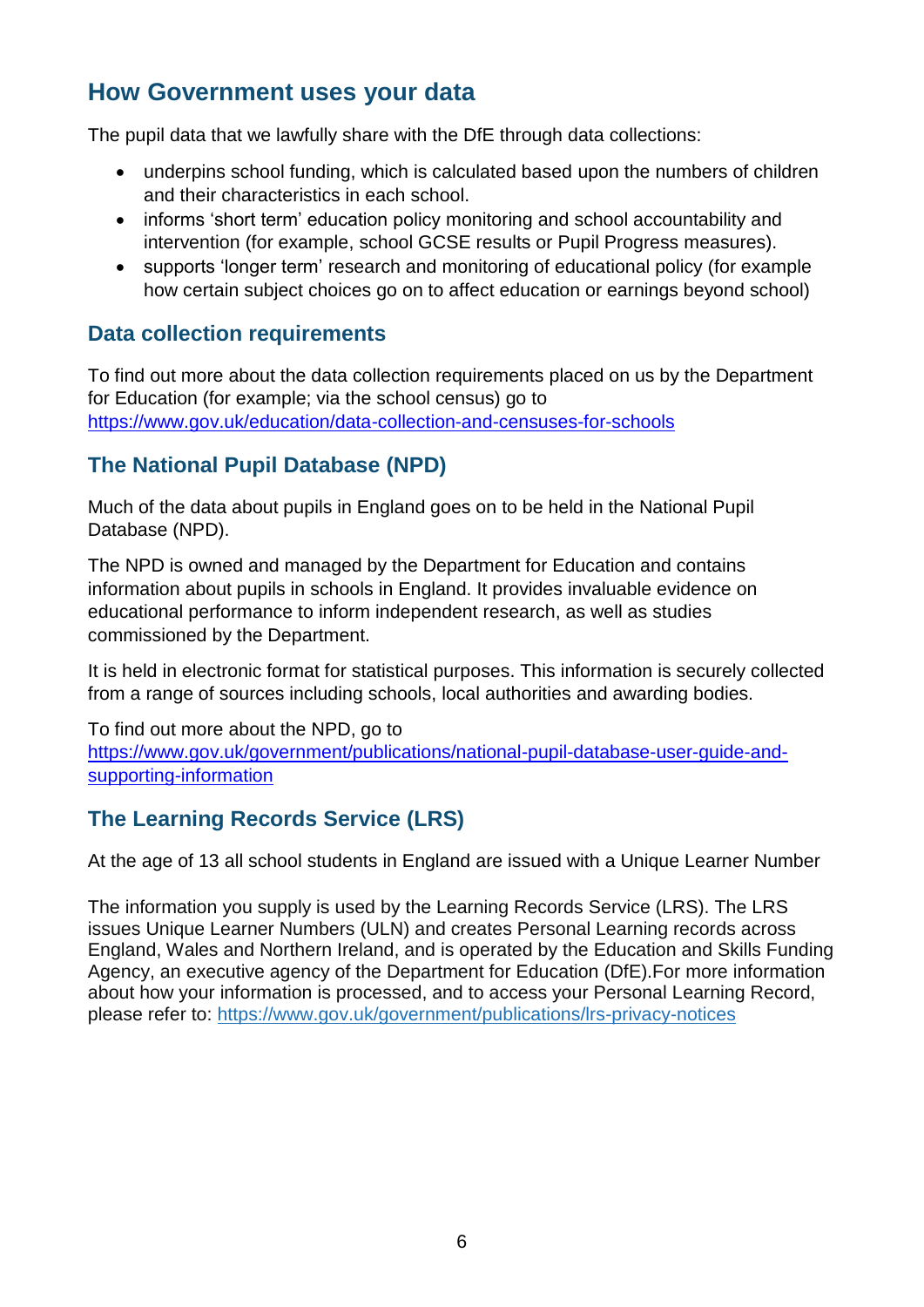## How Government uses your data

The pupil data that we lawfully share with the DfE through data collections:

- underpins school funding, which is calculated based upon the numbers of children and their characteristics in each school.
- informs 'short term' education policy monitoring and school accountability and intervention (for example, school GCSE results or Pupil Progress measures).
- supports 'longer term' research and monitoring of educational policy (for example how certain subject choices go on to affect education or earnings beyond school)

### Data collection requirements

To find out more about the data collection requirements placed on us by the Department for Education (for example; via the school census) go to https://www.gov.uk/education/data-collection-and-censuses-for-schools

### The National Pupil Database (NPD)

Much of the data about pupils in England goes on to be held in the National Pupil Database (NPD).

The NPD is owned and managed by the Department for Education and contains information about pupils in schools in England. It provides invaluable evidence on educational performance to inform independent research, as well as studies commissioned by the Department.

It is held in electronic format for statistical purposes. This information is securely collected from a range of sources including schools, local authorities and awarding bodies.

To find out more about the NPD, go to https://www.gov.uk/government/publications/national-pupil-database-user-guide-and-supporting-information

### The Learning Records Service (LRS)

At the age of 13 all school students in England are issued with a Unique Learner Number

The information you supply is used by the Learning Records Service (LRS). The LRS issues Unique Learner Numbers (ULN) and creates Personal Learning records across England, Wales and Northern Ireland, and is operated by the Education and Skills Funding Agency, an executive agency of the Department for Education (DfE).For more information about how your information is processed, and to access your Personal Learning Record, please refer to: https://www.gov.uk/government/publications/lrs-privacy-notices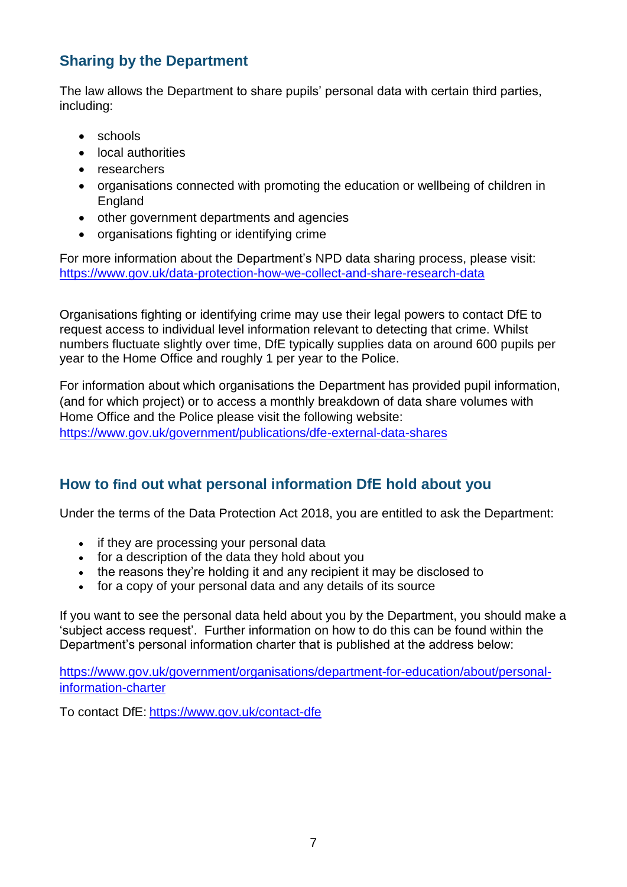## Sharing by the Department

The law allows the Department to share pupils' personal data with certain third parties, including:

- schools
- local authorities
- researchers
- organisations connected with promoting the education or wellbeing of children in England
- other government departments and agencies
- organisations fighting or identifying crime

For more information about the Department's NPD data sharing process, please visit: https://www.gov.uk/data-protection-how-we-collect-and-share-research-data

Organisations fighting or identifying crime may use their legal powers to contact DfE to request access to individual level information relevant to detecting that crime. Whilst numbers fluctuate slightly over time, DfE typically supplies data on around 600 pupils per year to the Home Office and roughly 1 per year to the Police.

For information about which organisations the Department has provided pupil information, (and for which project) or to access a monthly breakdown of data share volumes with Home Office and the Police please visit the following website: https://www.gov.uk/government/publications/dfe-external-data-shares

## How to find out what personal information DfE hold about you

Under the terms of the Data Protection Act 2018, you are entitled to ask the Department:

- if they are processing your personal data
- for a description of the data they hold about you
- the reasons they're holding it and any recipient it may be disclosed to
- for a copy of your personal data and any details of its source

If you want to see the personal data held about you by the Department, you should make a 'subject access request'. Further information on how to do this can be found within the Department's personal information charter that is published at the address below:

https://www.gov.uk/government/organisations/department-for-education/about/personal-information-charter

To contact DfE: https://www.gov.uk/contact-dfe